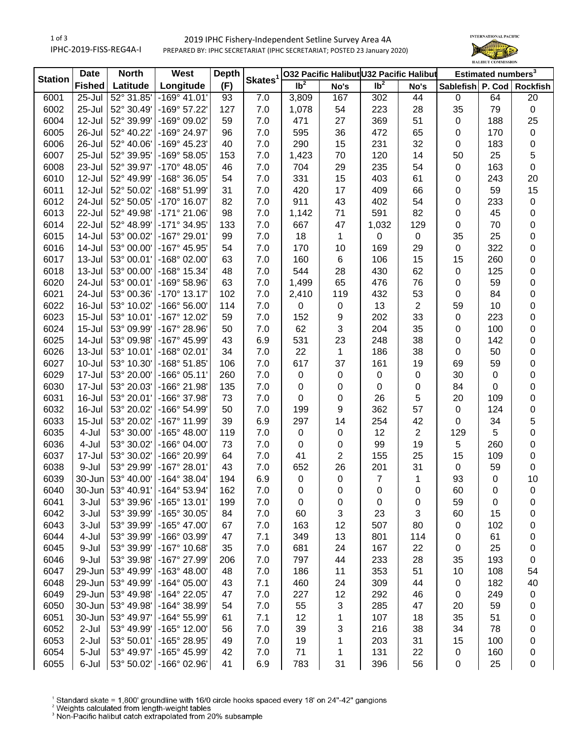IPHC-2019-FISS-REG4A-I

2019 IPHC Fishery-Independent Setline Survey Area 4A

PREPARED BY: IPHC SECRETARIAT (IPHC SECRETARIAT; POSTED 23 January 2020)

| Station | Date Fished | North Latitude | West Longitude | Depth (F) | Skates[1] | O32 Pacific Halibut | | U32 Pacific Halibut | | Estimated numbers[3] | | |
|---|---|---|---|---|---|---|---|---|---|---|---|---|
| | | | | | | lb[2] | No's | lb[2] | No's | Sablefish | P. Cod | Rockfish |
| 6001 | 25-Jul | 52° 31.85' | -169° 41.01' | 93 | 7.0 | 3,809 | 167 | 302 | 44 | 0 | 64 | 20 |
| 6002 | 25-Jul | 52° 30.49' | -169° 57.22' | 127 | 7.0 | 1,078 | 54 | 223 | 28 | 35 | 79 | 0 |
| 6004 | 12-Jul | 52° 39.99' | -169° 09.02' | 59 | 7.0 | 471 | 27 | 369 | 51 | 0 | 188 | 25 |
| 6005 | 26-Jul | 52° 40.22' | -169° 24.97' | 96 | 7.0 | 595 | 36 | 472 | 65 | 0 | 170 | 0 |
| 6006 | 26-Jul | 52° 40.06' | -169° 45.23' | 40 | 7.0 | 290 | 15 | 231 | 32 | 0 | 183 | 0 |
| 6007 | 25-Jul | 52° 39.95' | -169° 58.05' | 153 | 7.0 | 1,423 | 70 | 120 | 14 | 50 | 25 | 5 |
| 6008 | 23-Jul | 52° 39.97' | -170° 48.05' | 46 | 7.0 | 704 | 29 | 235 | 54 | 0 | 163 | 0 |
| 6010 | 12-Jul | 52° 49.99' | -168° 36.05' | 54 | 7.0 | 331 | 15 | 403 | 61 | 0 | 243 | 20 |
| 6011 | 12-Jul | 52° 50.02' | -168° 51.99' | 31 | 7.0 | 420 | 17 | 409 | 66 | 0 | 59 | 15 |
| 6012 | 24-Jul | 52° 50.05' | -170° 16.07' | 82 | 7.0 | 911 | 43 | 402 | 54 | 0 | 233 | 0 |
| 6013 | 22-Jul | 52° 49.98' | -171° 21.06' | 98 | 7.0 | 1,142 | 71 | 591 | 82 | 0 | 45 | 0 |
| 6014 | 22-Jul | 52° 48.99' | -171° 34.95' | 133 | 7.0 | 667 | 47 | 1,032 | 129 | 0 | 70 | 0 |
| 6015 | 14-Jul | 53° 00.02' | -167° 29.01' | 99 | 7.0 | 18 | 1 | 0 | 0 | 35 | 25 | 0 |
| 6016 | 14-Jul | 53° 00.00' | -167° 45.95' | 54 | 7.0 | 170 | 10 | 169 | 29 | 0 | 322 | 0 |
| 6017 | 13-Jul | 53° 00.01' | -168° 02.00' | 63 | 7.0 | 160 | 6 | 106 | 15 | 15 | 260 | 0 |
| 6018 | 13-Jul | 53° 00.00' | -168° 15.34' | 48 | 7.0 | 544 | 28 | 430 | 62 | 0 | 125 | 0 |
| 6020 | 24-Jul | 53° 00.01' | -169° 58.96' | 63 | 7.0 | 1,499 | 65 | 476 | 76 | 0 | 59 | 0 |
| 6021 | 24-Jul | 53° 00.36' | -170° 13.17' | 102 | 7.0 | 2,410 | 119 | 432 | 53 | 0 | 84 | 0 |
| 6022 | 16-Jul | 53° 10.02' | -166° 56.00' | 114 | 7.0 | 0 | 0 | 13 | 2 | 59 | 10 | 0 |
| 6023 | 15-Jul | 53° 10.01' | -167° 12.02' | 59 | 7.0 | 152 | 9 | 202 | 33 | 0 | 223 | 0 |
| 6024 | 15-Jul | 53° 09.99' | -167° 28.96' | 50 | 7.0 | 62 | 3 | 204 | 35 | 0 | 100 | 0 |
| 6025 | 14-Jul | 53° 09.98' | -167° 45.99' | 43 | 6.9 | 531 | 23 | 248 | 38 | 0 | 142 | 0 |
| 6026 | 13-Jul | 53° 10.01' | -168° 02.01' | 34 | 7.0 | 22 | 1 | 186 | 38 | 0 | 50 | 0 |
| 6027 | 10-Jul | 53° 10.30' | -168° 51.85' | 106 | 7.0 | 617 | 37 | 161 | 19 | 69 | 59 | 0 |
| 6029 | 17-Jul | 53° 20.00' | -166° 05.11' | 260 | 7.0 | 0 | 0 | 0 | 0 | 30 | 0 | 0 |
| 6030 | 17-Jul | 53° 20.03' | -166° 21.98' | 135 | 7.0 | 0 | 0 | 0 | 0 | 84 | 0 | 0 |
| 6031 | 16-Jul | 53° 20.01' | -166° 37.98' | 73 | 7.0 | 0 | 0 | 26 | 5 | 20 | 109 | 0 |
| 6032 | 16-Jul | 53° 20.02' | -166° 54.99' | 50 | 7.0 | 199 | 9 | 362 | 57 | 0 | 124 | 0 |
| 6033 | 15-Jul | 53° 20.02' | -167° 11.99' | 39 | 6.9 | 297 | 14 | 254 | 42 | 0 | 34 | 5 |
| 6035 | 4-Jul | 53° 30.00' | -165° 48.00' | 119 | 7.0 | 0 | 0 | 12 | 2 | 129 | 5 | 0 |
| 6036 | 4-Jul | 53° 30.02' | -166° 04.00' | 73 | 7.0 | 0 | 0 | 99 | 19 | 5 | 260 | 0 |
| 6037 | 17-Jul | 53° 30.02' | -166° 20.99' | 64 | 7.0 | 41 | 2 | 155 | 25 | 15 | 109 | 0 |
| 6038 | 9-Jul | 53° 29.99' | -167° 28.01' | 43 | 7.0 | 652 | 26 | 201 | 31 | 0 | 59 | 0 |
| 6039 | 30-Jun | 53° 40.00' | -164° 38.04' | 194 | 6.9 | 0 | 0 | 7 | 1 | 93 | 0 | 10 |
| 6040 | 30-Jun | 53° 40.91' | -164° 53.94' | 162 | 7.0 | 0 | 0 | 0 | 0 | 60 | 0 | 0 |
| 6041 | 3-Jul | 53° 39.96' | -165° 13.01' | 199 | 7.0 | 0 | 0 | 0 | 0 | 59 | 0 | 0 |
| 6042 | 3-Jul | 53° 39.99' | -165° 30.05' | 84 | 7.0 | 60 | 3 | 23 | 3 | 60 | 15 | 0 |
| 6043 | 3-Jul | 53° 39.99' | -165° 47.00' | 67 | 7.0 | 163 | 12 | 507 | 80 | 0 | 102 | 0 |
| 6044 | 4-Jul | 53° 39.99' | -166° 03.99' | 47 | 7.1 | 349 | 13 | 801 | 114 | 0 | 61 | 0 |
| 6045 | 9-Jul | 53° 39.99' | -167° 10.68' | 35 | 7.0 | 681 | 24 | 167 | 22 | 0 | 25 | 0 |
| 6046 | 9-Jul | 53° 39.98' | -167° 27.99' | 206 | 7.0 | 797 | 44 | 233 | 28 | 35 | 193 | 0 |
| 6047 | 29-Jun | 53° 49.99' | -163° 48.00' | 48 | 7.0 | 186 | 11 | 353 | 51 | 10 | 108 | 54 |
| 6048 | 29-Jun | 53° 49.99' | -164° 05.00' | 43 | 7.1 | 460 | 24 | 309 | 44 | 0 | 182 | 40 |
| 6049 | 29-Jun | 53° 49.98' | -164° 22.05' | 47 | 7.0 | 227 | 12 | 292 | 46 | 0 | 249 | 0 |
| 6050 | 30-Jun | 53° 49.98' | -164° 38.99' | 54 | 7.0 | 55 | 3 | 285 | 47 | 20 | 59 | 0 |
| 6051 | 30-Jun | 53° 49.97' | -164° 55.99' | 61 | 7.1 | 12 | 1 | 107 | 18 | 35 | 51 | 0 |
| 6052 | 2-Jul | 53° 49.99' | -165° 12.00' | 56 | 7.0 | 39 | 3 | 216 | 38 | 34 | 78 | 0 |
| 6053 | 2-Jul | 53° 50.01' | -165° 28.95' | 49 | 7.0 | 19 | 1 | 203 | 31 | 15 | 100 | 0 |
| 6054 | 5-Jul | 53° 49.97' | -165° 45.99' | 42 | 7.0 | 71 | 1 | 131 | 22 | 0 | 160 | 0 |
| 6055 | 6-Jul | 53° 50.02' | -166° 02.96' | 41 | 6.9 | 783 | 31 | 396 | 56 | 0 | 25 | 0 |

[1] Standard skate = 1,800' groundline with 16/0 circle hooks spaced every 18' on 24"-42" gangions

[2] Weights calculated from length-weight tables

[3] Non-Pacific halibut catch extrapolated from 20% subsample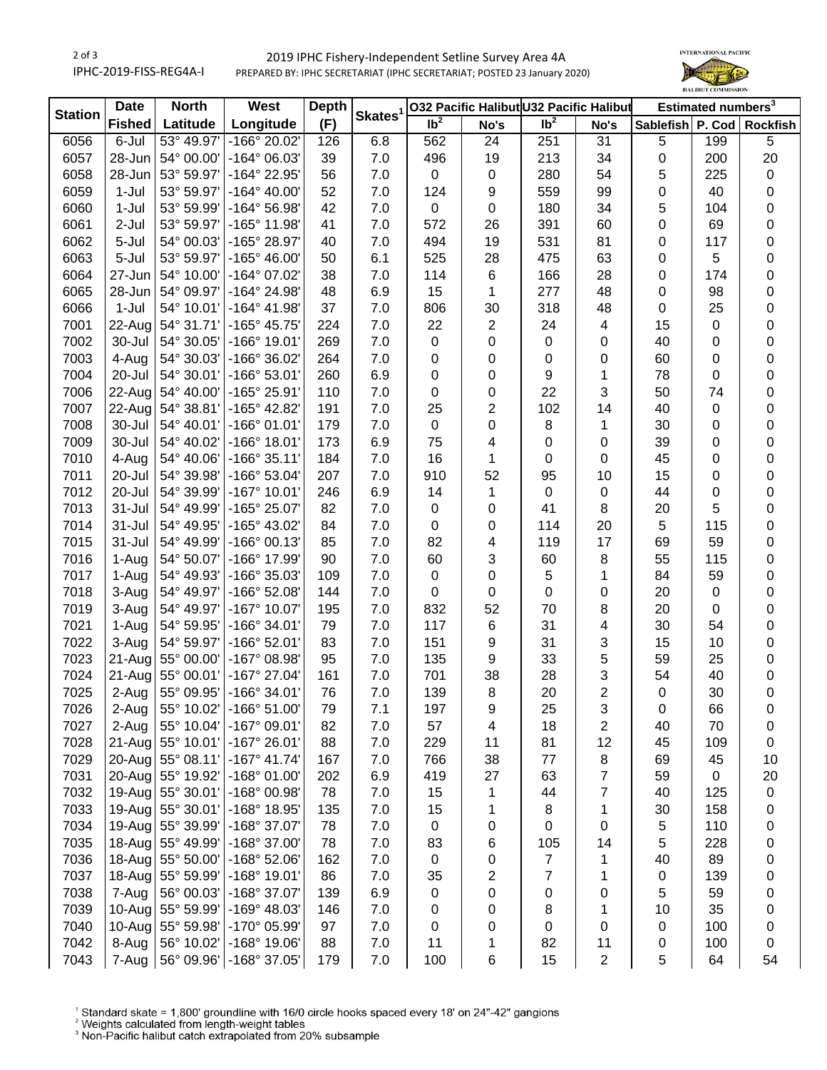| Station | Date Fished | North Latitude | West Longitude | Depth (F) | Skates[1] | O32 Pacific Halibut lb[2] | O32 Pacific Halibut No's | U32 Pacific Halibut lb[2] | U32 Pacific Halibut No's | Estimated numbers[3] Sablefish | Estimated numbers[3] P. Cod | Estimated numbers[3] Rockfish |
|---|---|---|---|---|---|---|---|---|---|---|---|---|
| 6056 | 6-Jul | 53° 49.97' | -166° 20.02' | 126 | 6.8 | 562 | 24 | 251 | 31 | 5 | 199 | 5 |
| 6057 | 28-Jun | 54° 00.00' | -164° 06.03' | 39 | 7.0 | 496 | 19 | 213 | 34 | 0 | 200 | 20 |
| 6058 | 28-Jun | 53° 59.97' | -164° 22.95' | 56 | 7.0 | 0 | 0 | 280 | 54 | 5 | 225 | 0 |
| 6059 | 1-Jul | 53° 59.97' | -164° 40.00' | 52 | 7.0 | 124 | 9 | 559 | 99 | 0 | 40 | 0 |
| 6060 | 1-Jul | 53° 59.99' | -164° 56.98' | 42 | 7.0 | 0 | 0 | 180 | 34 | 5 | 104 | 0 |
| 6061 | 2-Jul | 53° 59.97' | -165° 11.98' | 41 | 7.0 | 572 | 26 | 391 | 60 | 0 | 69 | 0 |
| 6062 | 5-Jul | 54° 00.03' | -165° 28.97' | 40 | 7.0 | 494 | 19 | 531 | 81 | 0 | 117 | 0 |
| 6063 | 5-Jul | 53° 59.97' | -165° 46.00' | 50 | 6.1 | 525 | 28 | 475 | 63 | 0 | 5 | 0 |
| 6064 | 27-Jun | 54° 10.00' | -164° 07.02' | 38 | 7.0 | 114 | 6 | 166 | 28 | 0 | 174 | 0 |
| 6065 | 28-Jun | 54° 09.97' | -164° 24.98' | 48 | 6.9 | 15 | 1 | 277 | 48 | 0 | 98 | 0 |
| 6066 | 1-Jul | 54° 10.01' | -164° 41.98' | 37 | 7.0 | 806 | 30 | 318 | 48 | 0 | 25 | 0 |
| 7001 | 22-Aug | 54° 31.71' | -165° 45.75' | 224 | 7.0 | 22 | 2 | 24 | 4 | 15 | 0 | 0 |
| 7002 | 30-Jul | 54° 30.05' | -166° 19.01' | 269 | 7.0 | 0 | 0 | 0 | 0 | 40 | 0 | 0 |
| 7003 | 4-Aug | 54° 30.03' | -166° 36.02' | 264 | 7.0 | 0 | 0 | 0 | 0 | 60 | 0 | 0 |
| 7004 | 20-Jul | 54° 30.01' | -166° 53.01' | 260 | 6.9 | 0 | 0 | 9 | 1 | 78 | 0 | 0 |
| 7006 | 22-Aug | 54° 40.00' | -165° 25.91' | 110 | 7.0 | 0 | 0 | 22 | 3 | 50 | 74 | 0 |
| 7007 | 22-Aug | 54° 38.81' | -165° 42.82' | 191 | 7.0 | 25 | 2 | 102 | 14 | 40 | 0 | 0 |
| 7008 | 30-Jul | 54° 40.01' | -166° 01.01' | 179 | 7.0 | 0 | 0 | 8 | 1 | 30 | 0 | 0 |
| 7009 | 30-Jul | 54° 40.02' | -166° 18.01' | 173 | 6.9 | 75 | 4 | 0 | 0 | 39 | 0 | 0 |
| 7010 | 4-Aug | 54° 40.06' | -166° 35.11' | 184 | 7.0 | 16 | 1 | 0 | 0 | 45 | 0 | 0 |
| 7011 | 20-Jul | 54° 39.98' | -166° 53.04' | 207 | 7.0 | 910 | 52 | 95 | 10 | 15 | 0 | 0 |
| 7012 | 20-Jul | 54° 39.99' | -167° 10.01' | 246 | 6.9 | 14 | 1 | 0 | 0 | 44 | 0 | 0 |
| 7013 | 31-Jul | 54° 49.99' | -165° 25.07' | 82 | 7.0 | 0 | 0 | 41 | 8 | 20 | 5 | 0 |
| 7014 | 31-Jul | 54° 49.95' | -165° 43.02' | 84 | 7.0 | 0 | 0 | 114 | 20 | 5 | 115 | 0 |
| 7015 | 31-Jul | 54° 49.99' | -166° 00.13' | 85 | 7.0 | 82 | 4 | 119 | 17 | 69 | 59 | 0 |
| 7016 | 1-Aug | 54° 50.07' | -166° 17.99' | 90 | 7.0 | 60 | 3 | 60 | 8 | 55 | 115 | 0 |
| 7017 | 1-Aug | 54° 49.93' | -166° 35.03' | 109 | 7.0 | 0 | 0 | 5 | 1 | 84 | 59 | 0 |
| 7018 | 3-Aug | 54° 49.97' | -166° 52.08' | 144 | 7.0 | 0 | 0 | 0 | 0 | 20 | 0 | 0 |
| 7019 | 3-Aug | 54° 49.97' | -167° 10.07' | 195 | 7.0 | 832 | 52 | 70 | 8 | 20 | 0 | 0 |
| 7021 | 1-Aug | 54° 59.95' | -166° 34.01' | 79 | 7.0 | 117 | 6 | 31 | 4 | 30 | 54 | 0 |
| 7022 | 3-Aug | 54° 59.97' | -166° 52.01' | 83 | 7.0 | 151 | 9 | 31 | 3 | 15 | 10 | 0 |
| 7023 | 21-Aug | 55° 00.00' | -167° 08.98' | 95 | 7.0 | 135 | 9 | 33 | 5 | 59 | 25 | 0 |
| 7024 | 21-Aug | 55° 00.01' | -167° 27.04' | 161 | 7.0 | 701 | 38 | 28 | 3 | 54 | 40 | 0 |
| 7025 | 2-Aug | 55° 09.95' | -166° 34.01' | 76 | 7.0 | 139 | 8 | 20 | 2 | 0 | 30 | 0 |
| 7026 | 2-Aug | 55° 10.02' | -166° 51.00' | 79 | 7.1 | 197 | 9 | 25 | 3 | 0 | 66 | 0 |
| 7027 | 2-Aug | 55° 10.04' | -167° 09.01' | 82 | 7.0 | 57 | 4 | 18 | 2 | 40 | 70 | 0 |
| 7028 | 21-Aug | 55° 10.01' | -167° 26.01' | 88 | 7.0 | 229 | 11 | 81 | 12 | 45 | 109 | 0 |
| 7029 | 20-Aug | 55° 08.11' | -167° 41.74' | 167 | 7.0 | 766 | 38 | 77 | 8 | 69 | 45 | 10 |
| 7031 | 20-Aug | 55° 19.92' | -168° 01.00' | 202 | 6.9 | 419 | 27 | 63 | 7 | 59 | 0 | 20 |
| 7032 | 19-Aug | 55° 30.01' | -168° 00.98' | 78 | 7.0 | 15 | 1 | 44 | 7 | 40 | 125 | 0 |
| 7033 | 19-Aug | 55° 30.01' | -168° 18.95' | 135 | 7.0 | 15 | 1 | 8 | 1 | 30 | 158 | 0 |
| 7034 | 19-Aug | 55° 39.99' | -168° 37.07' | 78 | 7.0 | 0 | 0 | 0 | 0 | 5 | 110 | 0 |
| 7035 | 18-Aug | 55° 49.99' | -168° 37.00' | 78 | 7.0 | 83 | 6 | 105 | 14 | 5 | 228 | 0 |
| 7036 | 18-Aug | 55° 50.00' | -168° 52.06' | 162 | 7.0 | 0 | 0 | 7 | 1 | 40 | 89 | 0 |
| 7037 | 18-Aug | 55° 59.99' | -168° 19.01' | 86 | 7.0 | 35 | 2 | 7 | 1 | 0 | 139 | 0 |
| 7038 | 7-Aug | 56° 00.03' | -168° 37.07' | 139 | 6.9 | 0 | 0 | 0 | 0 | 5 | 59 | 0 |
| 7039 | 10-Aug | 55° 59.99' | -169° 48.03' | 146 | 7.0 | 0 | 0 | 8 | 1 | 10 | 35 | 0 |
| 7040 | 10-Aug | 55° 59.98' | -170° 05.99' | 97 | 7.0 | 0 | 0 | 0 | 0 | 0 | 100 | 0 |
| 7042 | 8-Aug | 56° 10.02' | -168° 19.06' | 88 | 7.0 | 11 | 1 | 82 | 11 | 0 | 100 | 0 |
| 7043 | 7-Aug | 56° 09.96' | -168° 37.05' | 179 | 7.0 | 100 | 6 | 15 | 2 | 5 | 64 | 54 |

[1] Standard skate = 1,800' groundline with 16/0 circle hooks spaced every 18' on 24"-42" gangions
[2] Weights calculated from length-weight tables
[3] Non-Pacific halibut catch extrapolated from 20% subsample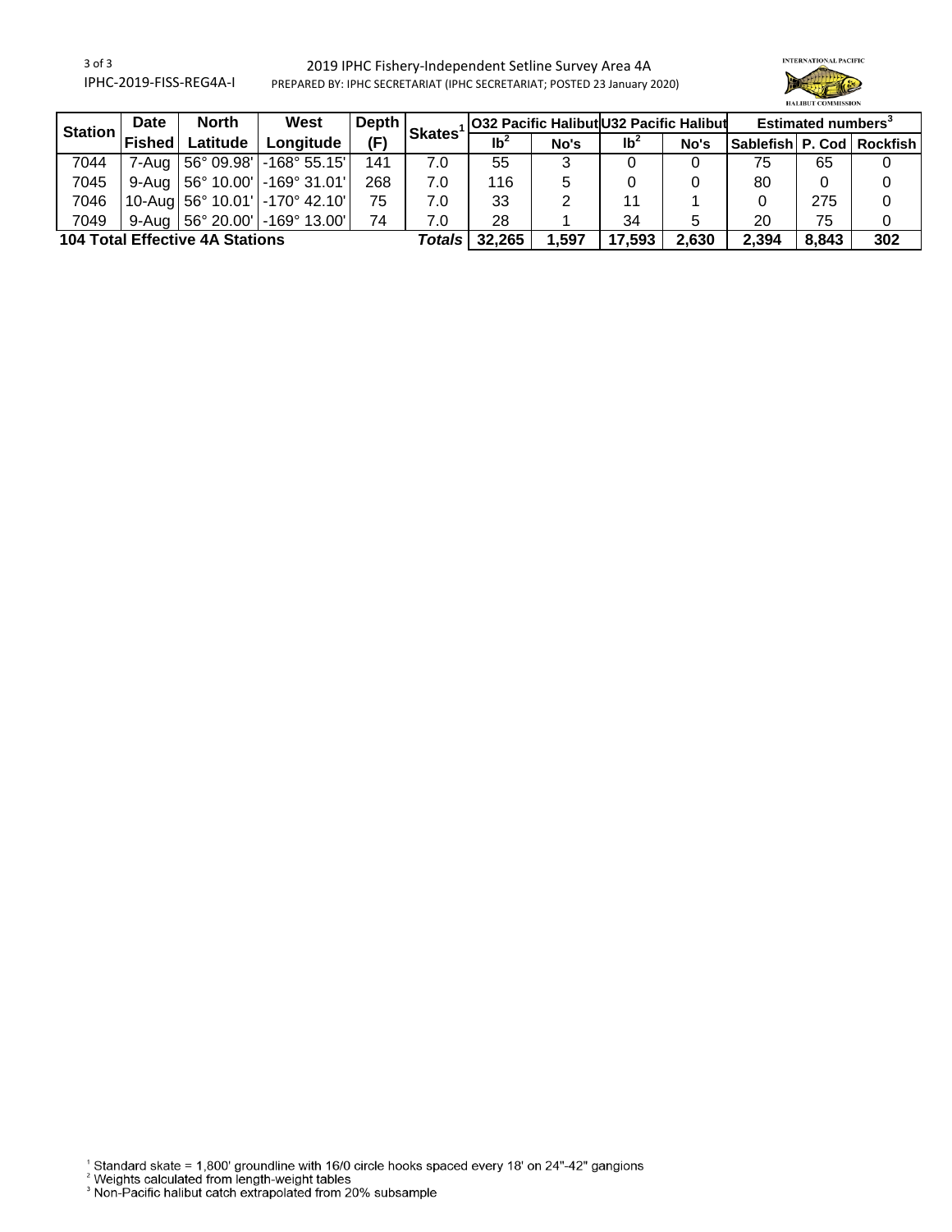2019 IPHC Fishery-Independent Setline Survey Area 4A

IPHC-2019-FISS-REG4A-I

PREPARED BY: IPHC SECRETARIAT (IPHC SECRETARIAT; POSTED 23 January 2020)

| Station | Date Fished | North Latitude | West Longitude | Depth (F) | Skates[1] | O32 Pacific Halibut | | U32 Pacific Halibut | | Estimated numbers[3] | | |
|---|---|---|---|---|---|---|---|---|---|---|---|---|
| | | | | | | lb[2] | No's | lb[2] | No's | Sablefish | P. Cod | Rockfish |
| 7044 | 7-Aug | 56° 09.98' | -168° 55.15' | 141 | 7.0 | 55 | 3 | 0 | 0 | 75 | 65 | 0 |
| 7045 | 9-Aug | 56° 10.00' | -169° 31.01' | 268 | 7.0 | 116 | 5 | 0 | 0 | 80 | 0 | 0 |
| 7046 | 10-Aug | 56° 10.01' | -170° 42.10' | 75 | 7.0 | 33 | 2 | 11 | 1 | 0 | 275 | 0 |
| 7049 | 9-Aug | 56° 20.00' | -169° 13.00' | 74 | 7.0 | 28 | 1 | 34 | 5 | 20 | 75 | 0 |
| **104 Total Effective 4A Stations** | | | | | ***Totals*** | **32,265** | **1,597** | **17,593** | **2,630** | **2,394** | **8,843** | **302** |

[1] Standard skate = 1,800' groundline with 16/0 circle hooks spaced every 18' on 24"-42" gangions

[2] Weights calculated from length-weight tables

[3] Non-Pacific halibut catch extrapolated from 20% subsample